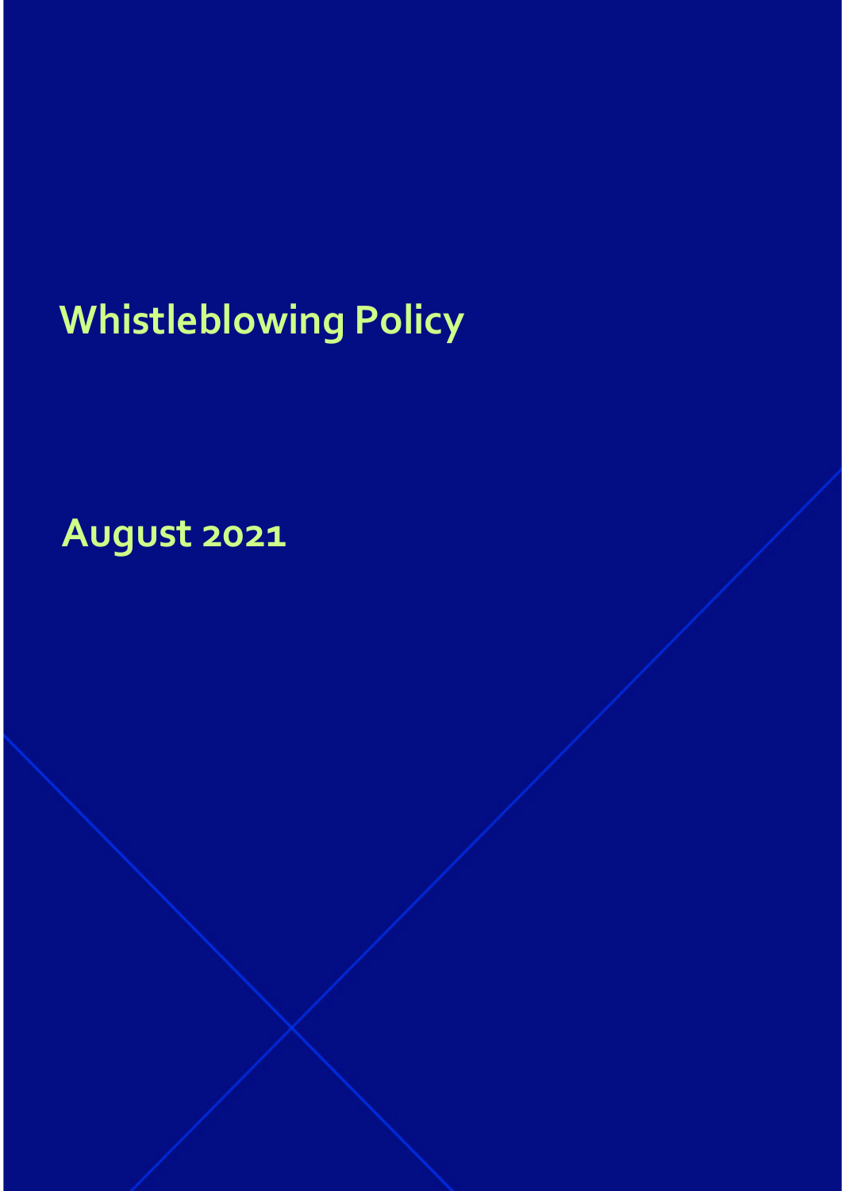# Whistleblowing Policy

**August 2021**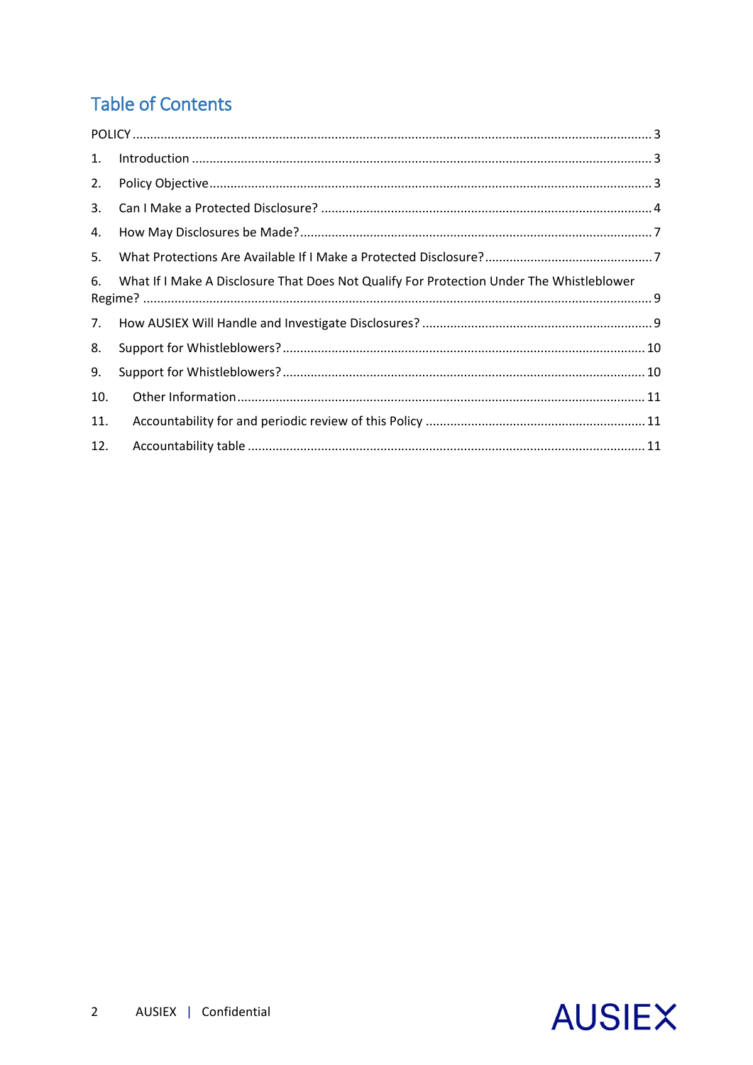# Table of Contents

POLICY ..... 3

1. Introduction ..... 3
2. Policy Objective ..... 3
3. Can I Make a Protected Disclosure? ..... 4
4. How May Disclosures be Made? ..... 7
5. What Protections Are Available If I Make a Protected Disclosure? ..... 7
6. What If I Make A Disclosure That Does Not Qualify For Protection Under The Whistleblower Regime? ..... 9
7. How AUSIEX Will Handle and Investigate Disclosures? ..... 9
8. Support for Whistleblowers? ..... 10
9. Support for Whistleblowers? ..... 10
10. Other Information ..... 11
11. Accountability for and periodic review of this Policy ..... 11
12. Accountability table ..... 11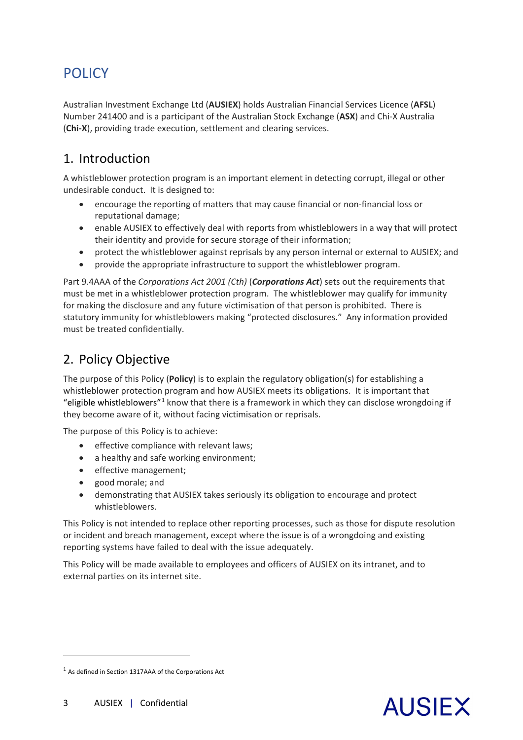# POLICY

Australian Investment Exchange Ltd (**AUSIEX**) holds Australian Financial Services Licence (**AFSL**) Number 241400 and is a participant of the Australian Stock Exchange (**ASX**) and Chi-X Australia (**Chi-X**), providing trade execution, settlement and clearing services.

## 1. Introduction

A whistleblower protection program is an important element in detecting corrupt, illegal or other undesirable conduct. It is designed to:

- encourage the reporting of matters that may cause financial or non-financial loss or reputational damage;
- enable AUSIEX to effectively deal with reports from whistleblowers in a way that will protect their identity and provide for secure storage of their information;
- protect the whistleblower against reprisals by any person internal or external to AUSIEX; and
- provide the appropriate infrastructure to support the whistleblower program.

Part 9.4AAA of the *Corporations Act 2001 (Cth)* (***Corporations Act***) sets out the requirements that must be met in a whistleblower protection program. The whistleblower may qualify for immunity for making the disclosure and any future victimisation of that person is prohibited. There is statutory immunity for whistleblowers making "protected disclosures." Any information provided must be treated confidentially.

## 2. Policy Objective

The purpose of this Policy (**Policy**) is to explain the regulatory obligation(s) for establishing a whistleblower protection program and how AUSIEX meets its obligations. It is important that "eligible whistleblowers"[1] know that there is a framework in which they can disclose wrongdoing if they become aware of it, without facing victimisation or reprisals.

The purpose of this Policy is to achieve:

- effective compliance with relevant laws;
- a healthy and safe working environment;
- effective management;
- good morale; and
- demonstrating that AUSIEX takes seriously its obligation to encourage and protect whistleblowers.

This Policy is not intended to replace other reporting processes, such as those for dispute resolution or incident and breach management, except where the issue is of a wrongdoing and existing reporting systems have failed to deal with the issue adequately.

This Policy will be made available to employees and officers of AUSIEX on its intranet, and to external parties on its internet site.

---

[1] As defined in Section 1317AAA of the Corporations Act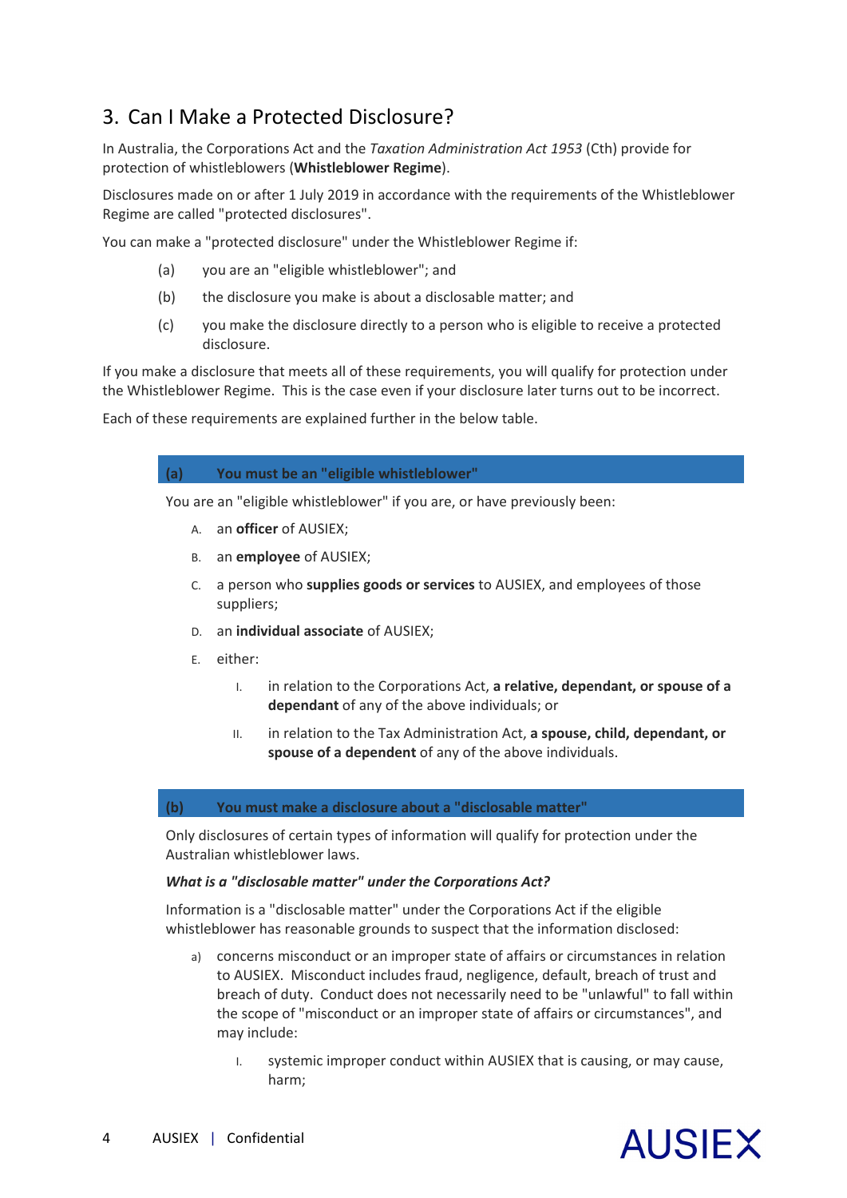## 3. Can I Make a Protected Disclosure?

In Australia, the Corporations Act and the *Taxation Administration Act 1953* (Cth) provide for protection of whistleblowers (**Whistleblower Regime**).

Disclosures made on or after 1 July 2019 in accordance with the requirements of the Whistleblower Regime are called "protected disclosures".

You can make a "protected disclosure" under the Whistleblower Regime if:

(a) you are an "eligible whistleblower"; and

(b) the disclosure you make is about a disclosable matter; and

(c) you make the disclosure directly to a person who is eligible to receive a protected disclosure.

If you make a disclosure that meets all of these requirements, you will qualify for protection under the Whistleblower Regime. This is the case even if your disclosure later turns out to be incorrect.

Each of these requirements are explained further in the below table.

### (a) You must be an "eligible whistleblower"

You are an "eligible whistleblower" if you are, or have previously been:

A. an **officer** of AUSIEX;

B. an **employee** of AUSIEX;

C. a person who **supplies goods or services** to AUSIEX, and employees of those suppliers;

D. an **individual associate** of AUSIEX;

E. either:

   I. in relation to the Corporations Act, **a relative, dependant, or spouse of a dependant** of any of the above individuals; or

   II. in relation to the Tax Administration Act, **a spouse, child, dependant, or spouse of a dependent** of any of the above individuals.

### (b) You must make a disclosure about a "disclosable matter"

Only disclosures of certain types of information will qualify for protection under the Australian whistleblower laws.

***What is a "disclosable matter" under the Corporations Act?***

Information is a "disclosable matter" under the Corporations Act if the eligible whistleblower has reasonable grounds to suspect that the information disclosed:

a) concerns misconduct or an improper state of affairs or circumstances in relation to AUSIEX. Misconduct includes fraud, negligence, default, breach of trust and breach of duty. Conduct does not necessarily need to be "unlawful" to fall within the scope of "misconduct or an improper state of affairs or circumstances", and may include:

   I. systemic improper conduct within AUSIEX that is causing, or may cause, harm;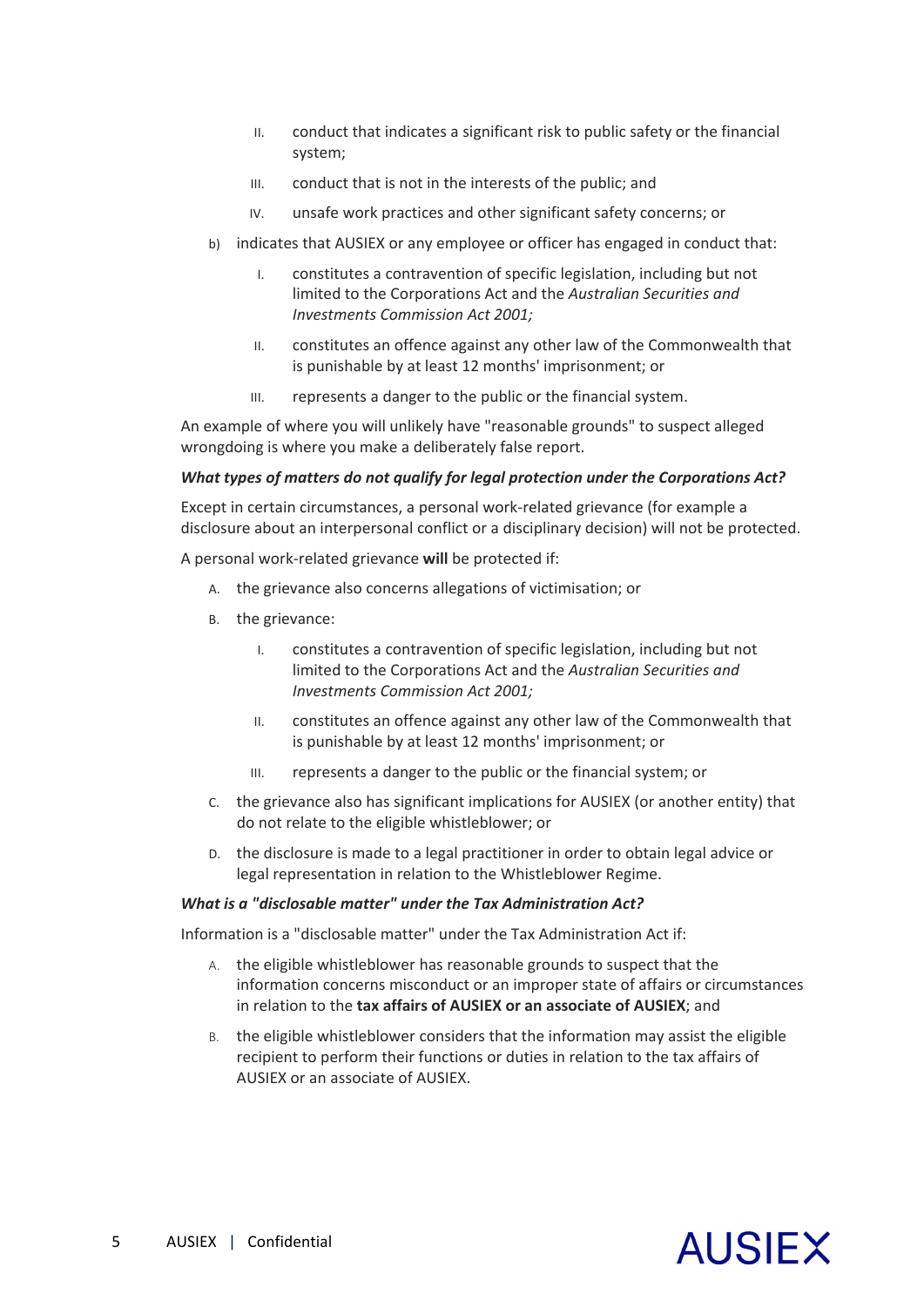II. conduct that indicates a significant risk to public safety or the financial system;

  III. conduct that is not in the interests of the public; and

  IV. unsafe work practices and other significant safety concerns; or

b) indicates that AUSIEX or any employee or officer has engaged in conduct that:

  I. constitutes a contravention of specific legislation, including but not limited to the Corporations Act and the *Australian Securities and Investments Commission Act 2001;*

  II. constitutes an offence against any other law of the Commonwealth that is punishable by at least 12 months' imprisonment; or

  III. represents a danger to the public or the financial system.

An example of where you will unlikely have "reasonable grounds" to suspect alleged wrongdoing is where you make a deliberately false report.

***What types of matters do not qualify for legal protection under the Corporations Act?***

Except in certain circumstances, a personal work-related grievance (for example a disclosure about an interpersonal conflict or a disciplinary decision) will not be protected.

A personal work-related grievance **will** be protected if:

A. the grievance also concerns allegations of victimisation; or

B. the grievance:

  I. constitutes a contravention of specific legislation, including but not limited to the Corporations Act and the *Australian Securities and Investments Commission Act 2001;*

  II. constitutes an offence against any other law of the Commonwealth that is punishable by at least 12 months' imprisonment; or

  III. represents a danger to the public or the financial system; or

C. the grievance also has significant implications for AUSIEX (or another entity) that do not relate to the eligible whistleblower; or

D. the disclosure is made to a legal practitioner in order to obtain legal advice or legal representation in relation to the Whistleblower Regime.

***What is a "disclosable matter" under the Tax Administration Act?***

Information is a "disclosable matter" under the Tax Administration Act if:

A. the eligible whistleblower has reasonable grounds to suspect that the information concerns misconduct or an improper state of affairs or circumstances in relation to the **tax affairs of AUSIEX or an associate of AUSIEX**; and

B. the eligible whistleblower considers that the information may assist the eligible recipient to perform their functions or duties in relation to the tax affairs of AUSIEX or an associate of AUSIEX.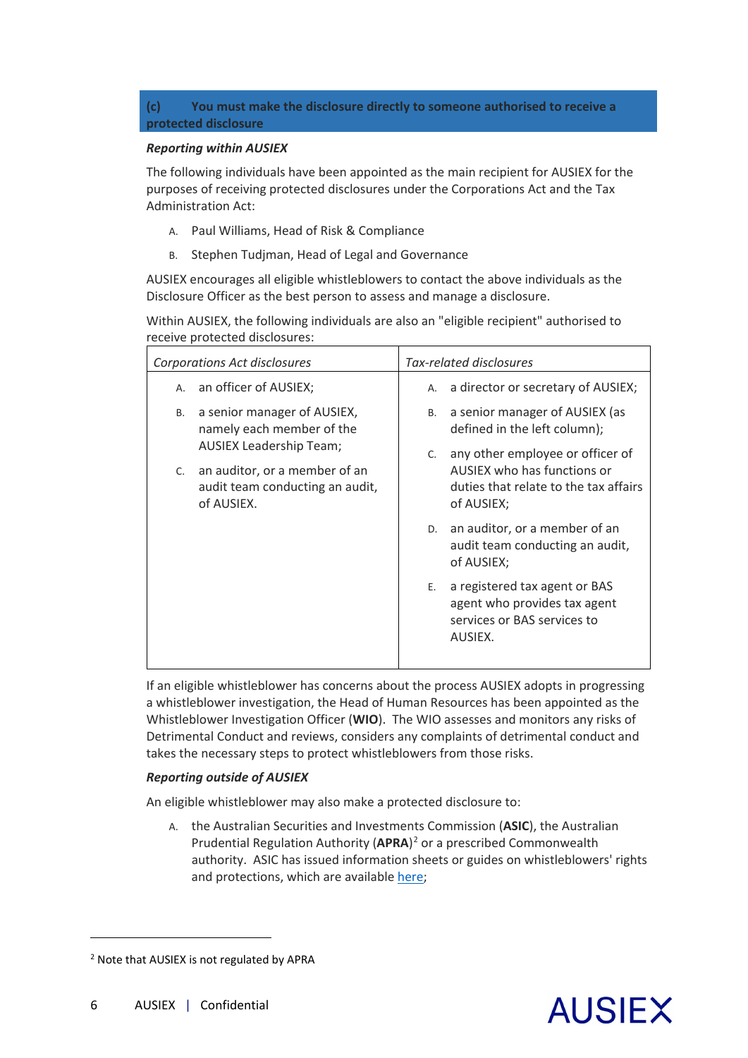### (c) You must make the disclosure directly to someone authorised to receive a protected disclosure

***Reporting within AUSIEX***

The following individuals have been appointed as the main recipient for AUSIEX for the purposes of receiving protected disclosures under the Corporations Act and the Tax Administration Act:

A. Paul Williams, Head of Risk & Compliance

B. Stephen Tudjman, Head of Legal and Governance

AUSIEX encourages all eligible whistleblowers to contact the above individuals as the Disclosure Officer as the best person to assess and manage a disclosure.

Within AUSIEX, the following individuals are also an "eligible recipient" authorised to receive protected disclosures:

| *Corporations Act disclosures* | *Tax-related disclosures* |
|---|---|
| A. an officer of AUSIEX;<br>B. a senior manager of AUSIEX, namely each member of the AUSIEX Leadership Team;<br>C. an auditor, or a member of an audit team conducting an audit, of AUSIEX. | A. a director or secretary of AUSIEX;<br>B. a senior manager of AUSIEX (as defined in the left column);<br>C. any other employee or officer of AUSIEX who has functions or duties that relate to the tax affairs of AUSIEX;<br>D. an auditor, or a member of an audit team conducting an audit, of AUSIEX;<br>E. a registered tax agent or BAS agent who provides tax agent services or BAS services to AUSIEX. |

If an eligible whistleblower has concerns about the process AUSIEX adopts in progressing a whistleblower investigation, the Head of Human Resources has been appointed as the Whistleblower Investigation Officer (**WIO**). The WIO assesses and monitors any risks of Detrimental Conduct and reviews, considers any complaints of detrimental conduct and takes the necessary steps to protect whistleblowers from those risks.

***Reporting outside of AUSIEX***

An eligible whistleblower may also make a protected disclosure to:

A. the Australian Securities and Investments Commission (**ASIC**), the Australian Prudential Regulation Authority (**APRA**)[2] or a prescribed Commonwealth authority. ASIC has issued information sheets or guides on whistleblowers' rights and protections, which are available here;

[2] Note that AUSIEX is not regulated by APRA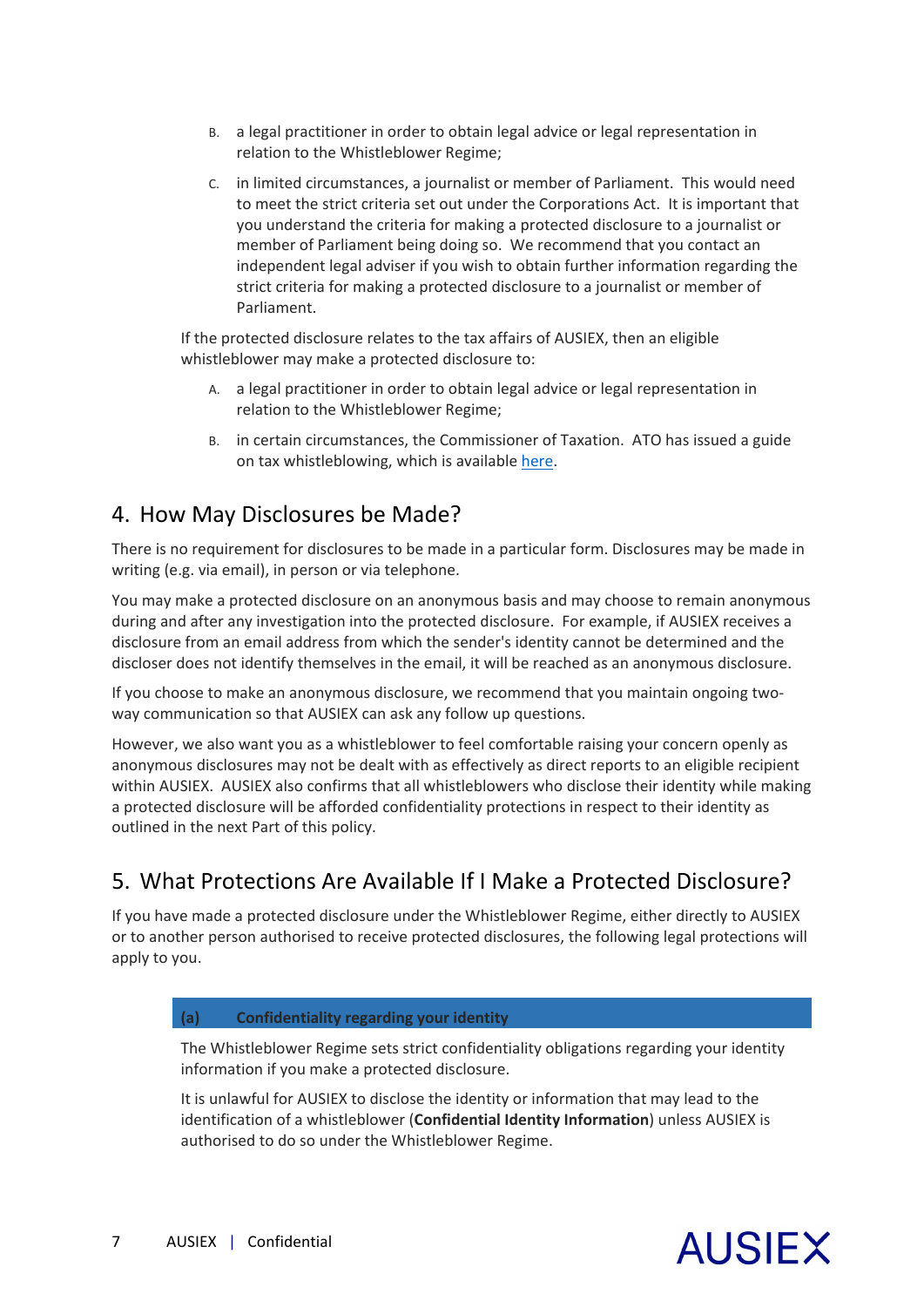B. a legal practitioner in order to obtain legal advice or legal representation in relation to the Whistleblower Regime;

C. in limited circumstances, a journalist or member of Parliament. This would need to meet the strict criteria set out under the Corporations Act. It is important that you understand the criteria for making a protected disclosure to a journalist or member of Parliament being doing so. We recommend that you contact an independent legal adviser if you wish to obtain further information regarding the strict criteria for making a protected disclosure to a journalist or member of Parliament.

If the protected disclosure relates to the tax affairs of AUSIEX, then an eligible whistleblower may make a protected disclosure to:

A. a legal practitioner in order to obtain legal advice or legal representation in relation to the Whistleblower Regime;

B. in certain circumstances, the Commissioner of Taxation. ATO has issued a guide on tax whistleblowing, which is available here.

## 4. How May Disclosures be Made?

There is no requirement for disclosures to be made in a particular form. Disclosures may be made in writing (e.g. via email), in person or via telephone.

You may make a protected disclosure on an anonymous basis and may choose to remain anonymous during and after any investigation into the protected disclosure. For example, if AUSIEX receives a disclosure from an email address from which the sender's identity cannot be determined and the discloser does not identify themselves in the email, it will be reached as an anonymous disclosure.

If you choose to make an anonymous disclosure, we recommend that you maintain ongoing two-way communication so that AUSIEX can ask any follow up questions.

However, we also want you as a whistleblower to feel comfortable raising your concern openly as anonymous disclosures may not be dealt with as effectively as direct reports to an eligible recipient within AUSIEX. AUSIEX also confirms that all whistleblowers who disclose their identity while making a protected disclosure will be afforded confidentiality protections in respect to their identity as outlined in the next Part of this policy.

## 5. What Protections Are Available If I Make a Protected Disclosure?

If you have made a protected disclosure under the Whistleblower Regime, either directly to AUSIEX or to another person authorised to receive protected disclosures, the following legal protections will apply to you.

### (a) Confidentiality regarding your identity

The Whistleblower Regime sets strict confidentiality obligations regarding your identity information if you make a protected disclosure.

It is unlawful for AUSIEX to disclose the identity or information that may lead to the identification of a whistleblower (**Confidential Identity Information**) unless AUSIEX is authorised to do so under the Whistleblower Regime.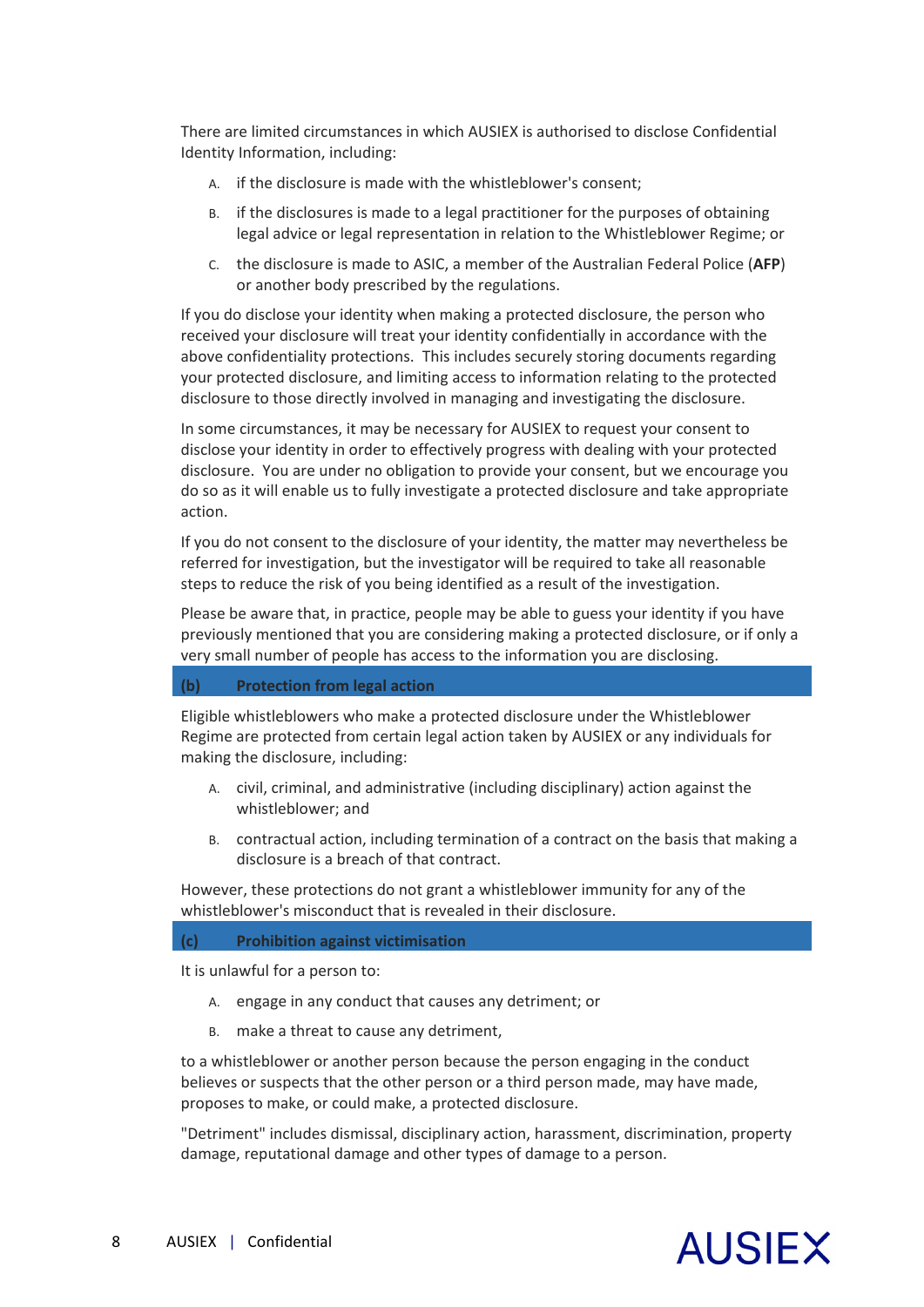There are limited circumstances in which AUSIEX is authorised to disclose Confidential Identity Information, including:

A. if the disclosure is made with the whistleblower's consent;

B. if the disclosures is made to a legal practitioner for the purposes of obtaining legal advice or legal representation in relation to the Whistleblower Regime; or

C. the disclosure is made to ASIC, a member of the Australian Federal Police (**AFP**) or another body prescribed by the regulations.

If you do disclose your identity when making a protected disclosure, the person who received your disclosure will treat your identity confidentially in accordance with the above confidentiality protections. This includes securely storing documents regarding your protected disclosure, and limiting access to information relating to the protected disclosure to those directly involved in managing and investigating the disclosure.

In some circumstances, it may be necessary for AUSIEX to request your consent to disclose your identity in order to effectively progress with dealing with your protected disclosure. You are under no obligation to provide your consent, but we encourage you do so as it will enable us to fully investigate a protected disclosure and take appropriate action.

If you do not consent to the disclosure of your identity, the matter may nevertheless be referred for investigation, but the investigator will be required to take all reasonable steps to reduce the risk of you being identified as a result of the investigation.

Please be aware that, in practice, people may be able to guess your identity if you have previously mentioned that you are considering making a protected disclosure, or if only a very small number of people has access to the information you are disclosing.

### (b) Protection from legal action

Eligible whistleblowers who make a protected disclosure under the Whistleblower Regime are protected from certain legal action taken by AUSIEX or any individuals for making the disclosure, including:

A. civil, criminal, and administrative (including disciplinary) action against the whistleblower; and

B. contractual action, including termination of a contract on the basis that making a disclosure is a breach of that contract.

However, these protections do not grant a whistleblower immunity for any of the whistleblower's misconduct that is revealed in their disclosure.

### (c) Prohibition against victimisation

It is unlawful for a person to:

A. engage in any conduct that causes any detriment; or

B. make a threat to cause any detriment,

to a whistleblower or another person because the person engaging in the conduct believes or suspects that the other person or a third person made, may have made, proposes to make, or could make, a protected disclosure.

"Detriment" includes dismissal, disciplinary action, harassment, discrimination, property damage, reputational damage and other types of damage to a person.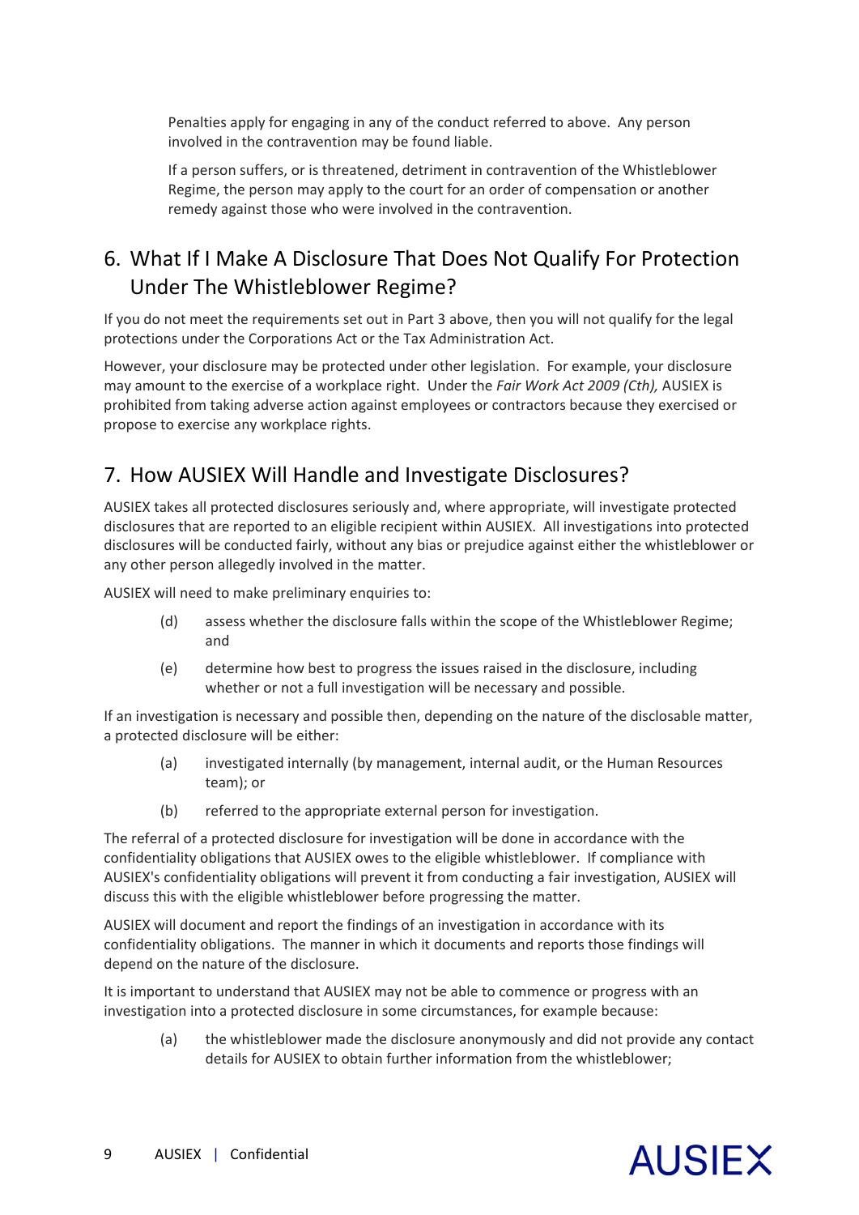Penalties apply for engaging in any of the conduct referred to above. Any person involved in the contravention may be found liable.

If a person suffers, or is threatened, detriment in contravention of the Whistleblower Regime, the person may apply to the court for an order of compensation or another remedy against those who were involved in the contravention.

## 6. What If I Make A Disclosure That Does Not Qualify For Protection Under The Whistleblower Regime?

If you do not meet the requirements set out in Part 3 above, then you will not qualify for the legal protections under the Corporations Act or the Tax Administration Act.

However, your disclosure may be protected under other legislation. For example, your disclosure may amount to the exercise of a workplace right. Under the *Fair Work Act 2009 (Cth),* AUSIEX is prohibited from taking adverse action against employees or contractors because they exercised or propose to exercise any workplace rights.

## 7. How AUSIEX Will Handle and Investigate Disclosures?

AUSIEX takes all protected disclosures seriously and, where appropriate, will investigate protected disclosures that are reported to an eligible recipient within AUSIEX. All investigations into protected disclosures will be conducted fairly, without any bias or prejudice against either the whistleblower or any other person allegedly involved in the matter.

AUSIEX will need to make preliminary enquiries to:

(d) assess whether the disclosure falls within the scope of the Whistleblower Regime; and

(e) determine how best to progress the issues raised in the disclosure, including whether or not a full investigation will be necessary and possible.

If an investigation is necessary and possible then, depending on the nature of the disclosable matter, a protected disclosure will be either:

(a) investigated internally (by management, internal audit, or the Human Resources team); or

(b) referred to the appropriate external person for investigation.

The referral of a protected disclosure for investigation will be done in accordance with the confidentiality obligations that AUSIEX owes to the eligible whistleblower. If compliance with AUSIEX's confidentiality obligations will prevent it from conducting a fair investigation, AUSIEX will discuss this with the eligible whistleblower before progressing the matter.

AUSIEX will document and report the findings of an investigation in accordance with its confidentiality obligations. The manner in which it documents and reports those findings will depend on the nature of the disclosure.

It is important to understand that AUSIEX may not be able to commence or progress with an investigation into a protected disclosure in some circumstances, for example because:

(a) the whistleblower made the disclosure anonymously and did not provide any contact details for AUSIEX to obtain further information from the whistleblower;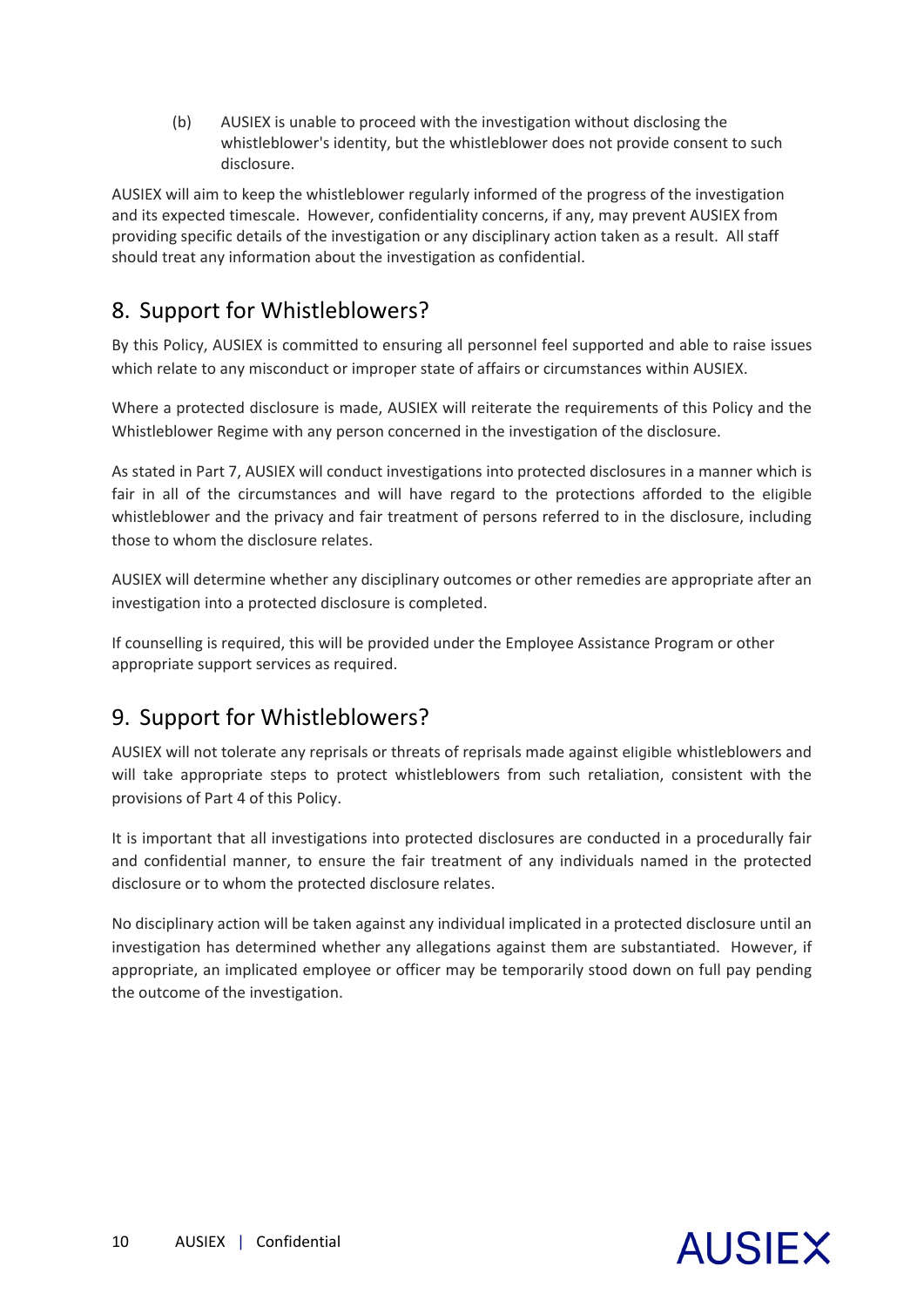(b) AUSIEX is unable to proceed with the investigation without disclosing the whistleblower's identity, but the whistleblower does not provide consent to such disclosure.

AUSIEX will aim to keep the whistleblower regularly informed of the progress of the investigation and its expected timescale. However, confidentiality concerns, if any, may prevent AUSIEX from providing specific details of the investigation or any disciplinary action taken as a result. All staff should treat any information about the investigation as confidential.

## 8. Support for Whistleblowers?

By this Policy, AUSIEX is committed to ensuring all personnel feel supported and able to raise issues which relate to any misconduct or improper state of affairs or circumstances within AUSIEX.

Where a protected disclosure is made, AUSIEX will reiterate the requirements of this Policy and the Whistleblower Regime with any person concerned in the investigation of the disclosure.

As stated in Part 7, AUSIEX will conduct investigations into protected disclosures in a manner which is fair in all of the circumstances and will have regard to the protections afforded to the eligible whistleblower and the privacy and fair treatment of persons referred to in the disclosure, including those to whom the disclosure relates.

AUSIEX will determine whether any disciplinary outcomes or other remedies are appropriate after an investigation into a protected disclosure is completed.

If counselling is required, this will be provided under the Employee Assistance Program or other appropriate support services as required.

## 9. Support for Whistleblowers?

AUSIEX will not tolerate any reprisals or threats of reprisals made against eligible whistleblowers and will take appropriate steps to protect whistleblowers from such retaliation, consistent with the provisions of Part 4 of this Policy.

It is important that all investigations into protected disclosures are conducted in a procedurally fair and confidential manner, to ensure the fair treatment of any individuals named in the protected disclosure or to whom the protected disclosure relates.

No disciplinary action will be taken against any individual implicated in a protected disclosure until an investigation has determined whether any allegations against them are substantiated. However, if appropriate, an implicated employee or officer may be temporarily stood down on full pay pending the outcome of the investigation.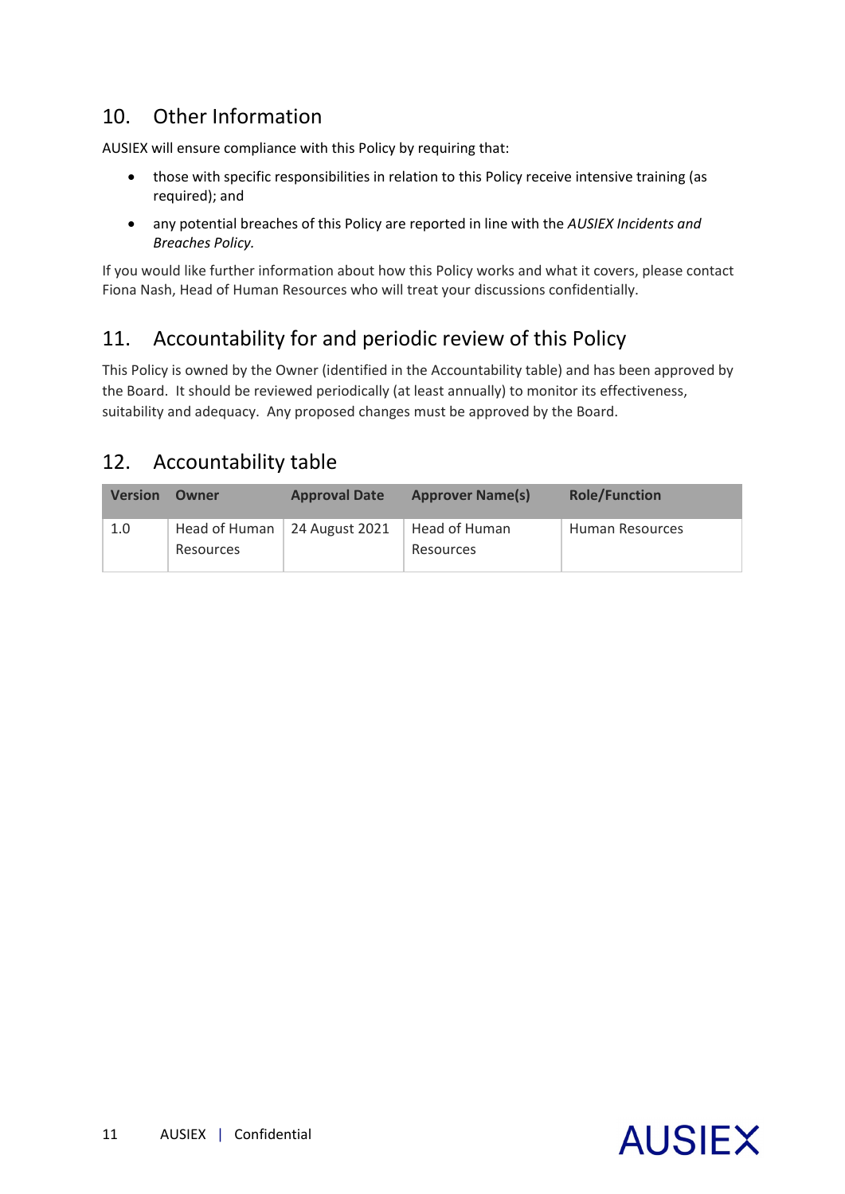## 10. Other Information

AUSIEX will ensure compliance with this Policy by requiring that:

- those with specific responsibilities in relation to this Policy receive intensive training (as required); and
- any potential breaches of this Policy are reported in line with the *AUSIEX Incidents and Breaches Policy.*

If you would like further information about how this Policy works and what it covers, please contact Fiona Nash, Head of Human Resources who will treat your discussions confidentially.

## 11. Accountability for and periodic review of this Policy

This Policy is owned by the Owner (identified in the Accountability table) and has been approved by the Board. It should be reviewed periodically (at least annually) to monitor its effectiveness, suitability and adequacy. Any proposed changes must be approved by the Board.

## 12. Accountability table

| Version | Owner | Approval Date | Approver Name(s) | Role/Function |
|---|---|---|---|---|
| 1.0 | Head of Human Resources | 24 August 2021 | Head of Human Resources | Human Resources |